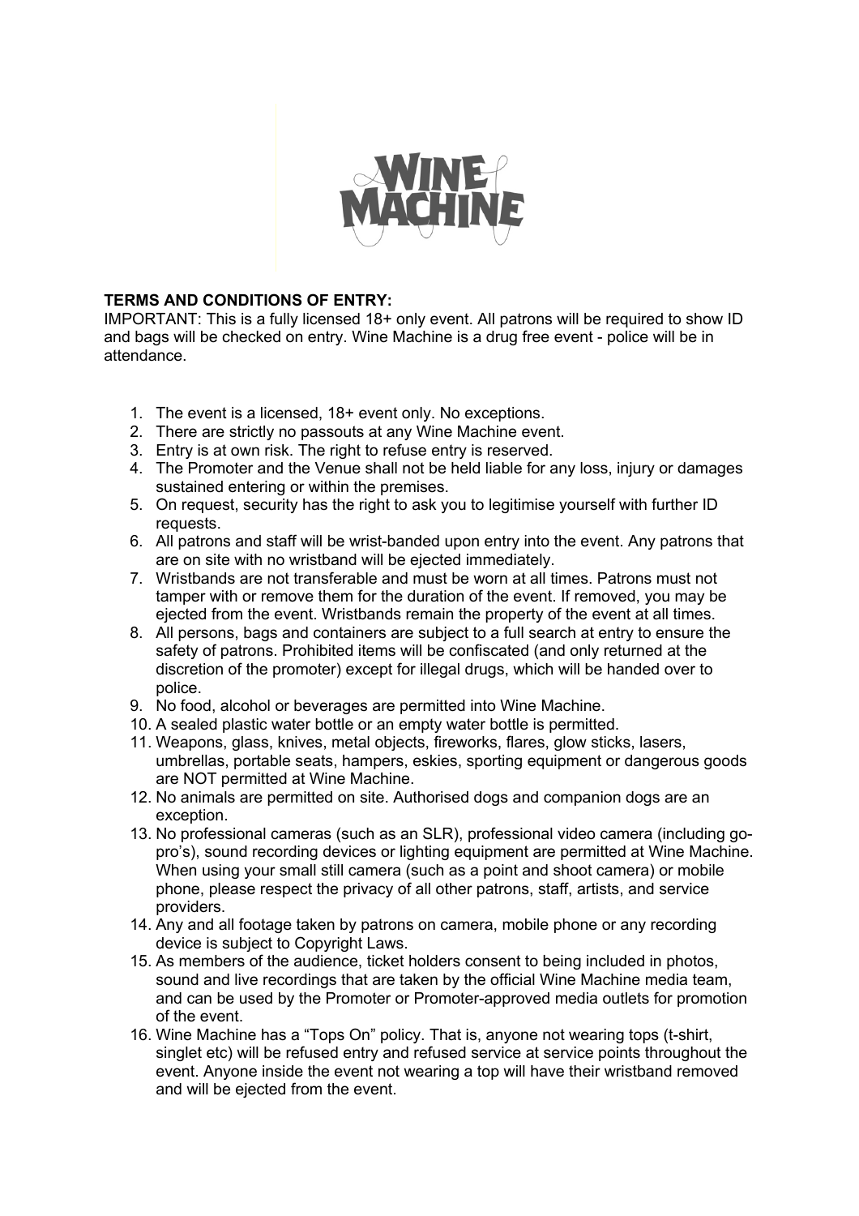**TERMS AND CONDITIONS OF ENTRY:**

IMPORTANT: This is a fully licensed 18+ only event. All patrons will be required to show ID and bags will be checked on entry. Wine Machine is a drug free event - police will be in attendance.

1. The event is a licensed, 18+ event only. No exceptions.
2. There are strictly no passouts at any Wine Machine event.
3. Entry is at own risk. The right to refuse entry is reserved.
4. The Promoter and the Venue shall not be held liable for any loss, injury or damages sustained entering or within the premises.
5. On request, security has the right to ask you to legitimise yourself with further ID requests.
6. All patrons and staff will be wrist-banded upon entry into the event. Any patrons that are on site with no wristband will be ejected immediately.
7. Wristbands are not transferable and must be worn at all times. Patrons must not tamper with or remove them for the duration of the event. If removed, you may be ejected from the event. Wristbands remain the property of the event at all times.
8. All persons, bags and containers are subject to a full search at entry to ensure the safety of patrons. Prohibited items will be confiscated (and only returned at the discretion of the promoter) except for illegal drugs, which will be handed over to police.
9. No food, alcohol or beverages are permitted into Wine Machine.
10. A sealed plastic water bottle or an empty water bottle is permitted.
11. Weapons, glass, knives, metal objects, fireworks, flares, glow sticks, lasers, umbrellas, portable seats, hampers, eskies, sporting equipment or dangerous goods are NOT permitted at Wine Machine.
12. No animals are permitted on site. Authorised dogs and companion dogs are an exception.
13. No professional cameras (such as an SLR), professional video camera (including go-pro's), sound recording devices or lighting equipment are permitted at Wine Machine. When using your small still camera (such as a point and shoot camera) or mobile phone, please respect the privacy of all other patrons, staff, artists, and service providers.
14. Any and all footage taken by patrons on camera, mobile phone or any recording device is subject to Copyright Laws.
15. As members of the audience, ticket holders consent to being included in photos, sound and live recordings that are taken by the official Wine Machine media team, and can be used by the Promoter or Promoter-approved media outlets for promotion of the event.
16. Wine Machine has a "Tops On" policy. That is, anyone not wearing tops (t-shirt, singlet etc) will be refused entry and refused service at service points throughout the event. Anyone inside the event not wearing a top will have their wristband removed and will be ejected from the event.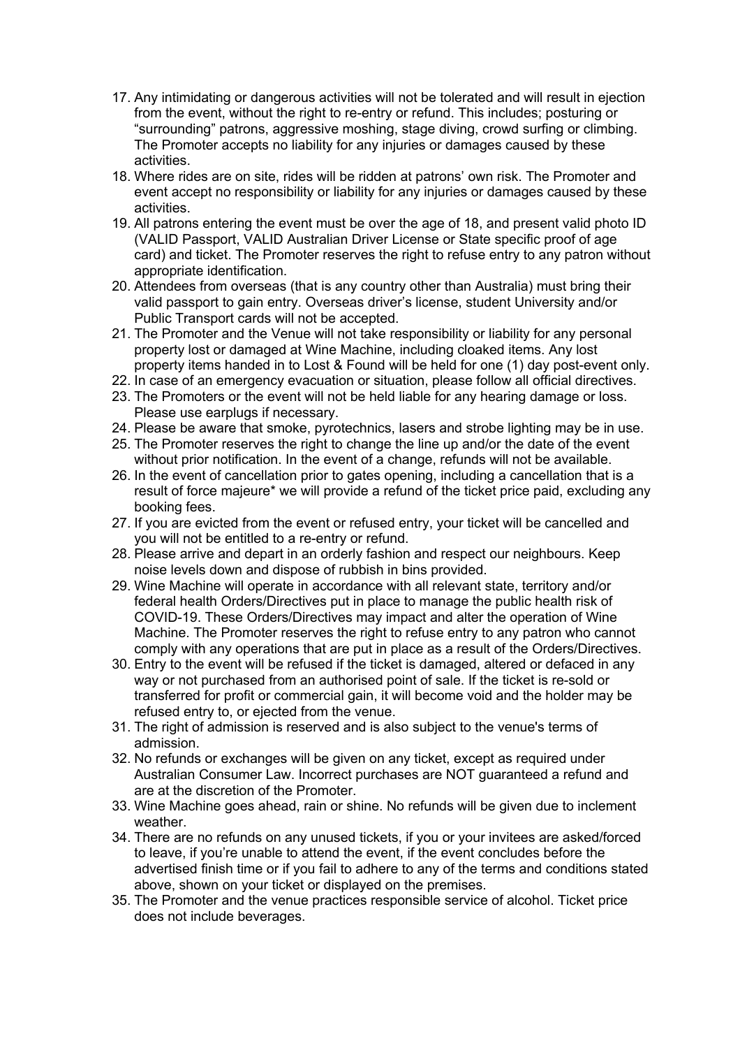17. Any intimidating or dangerous activities will not be tolerated and will result in ejection from the event, without the right to re-entry or refund. This includes; posturing or "surrounding" patrons, aggressive moshing, stage diving, crowd surfing or climbing. The Promoter accepts no liability for any injuries or damages caused by these activities.
18. Where rides are on site, rides will be ridden at patrons' own risk. The Promoter and event accept no responsibility or liability for any injuries or damages caused by these activities.
19. All patrons entering the event must be over the age of 18, and present valid photo ID (VALID Passport, VALID Australian Driver License or State specific proof of age card) and ticket. The Promoter reserves the right to refuse entry to any patron without appropriate identification.
20. Attendees from overseas (that is any country other than Australia) must bring their valid passport to gain entry. Overseas driver's license, student University and/or Public Transport cards will not be accepted.
21. The Promoter and the Venue will not take responsibility or liability for any personal property lost or damaged at Wine Machine, including cloaked items. Any lost property items handed in to Lost & Found will be held for one (1) day post-event only.
22. In case of an emergency evacuation or situation, please follow all official directives.
23. The Promoters or the event will not be held liable for any hearing damage or loss. Please use earplugs if necessary.
24. Please be aware that smoke, pyrotechnics, lasers and strobe lighting may be in use.
25. The Promoter reserves the right to change the line up and/or the date of the event without prior notification. In the event of a change, refunds will not be available.
26. In the event of cancellation prior to gates opening, including a cancellation that is a result of force majeure* we will provide a refund of the ticket price paid, excluding any booking fees.
27. If you are evicted from the event or refused entry, your ticket will be cancelled and you will not be entitled to a re-entry or refund.
28. Please arrive and depart in an orderly fashion and respect our neighbours. Keep noise levels down and dispose of rubbish in bins provided.
29. Wine Machine will operate in accordance with all relevant state, territory and/or federal health Orders/Directives put in place to manage the public health risk of COVID-19. These Orders/Directives may impact and alter the operation of Wine Machine. The Promoter reserves the right to refuse entry to any patron who cannot comply with any operations that are put in place as a result of the Orders/Directives.
30. Entry to the event will be refused if the ticket is damaged, altered or defaced in any way or not purchased from an authorised point of sale. If the ticket is re-sold or transferred for profit or commercial gain, it will become void and the holder may be refused entry to, or ejected from the venue.
31. The right of admission is reserved and is also subject to the venue's terms of admission.
32. No refunds or exchanges will be given on any ticket, except as required under Australian Consumer Law. Incorrect purchases are NOT guaranteed a refund and are at the discretion of the Promoter.
33. Wine Machine goes ahead, rain or shine. No refunds will be given due to inclement weather.
34. There are no refunds on any unused tickets, if you or your invitees are asked/forced to leave, if you're unable to attend the event, if the event concludes before the advertised finish time or if you fail to adhere to any of the terms and conditions stated above, shown on your ticket or displayed on the premises.
35. The Promoter and the venue practices responsible service of alcohol. Ticket price does not include beverages.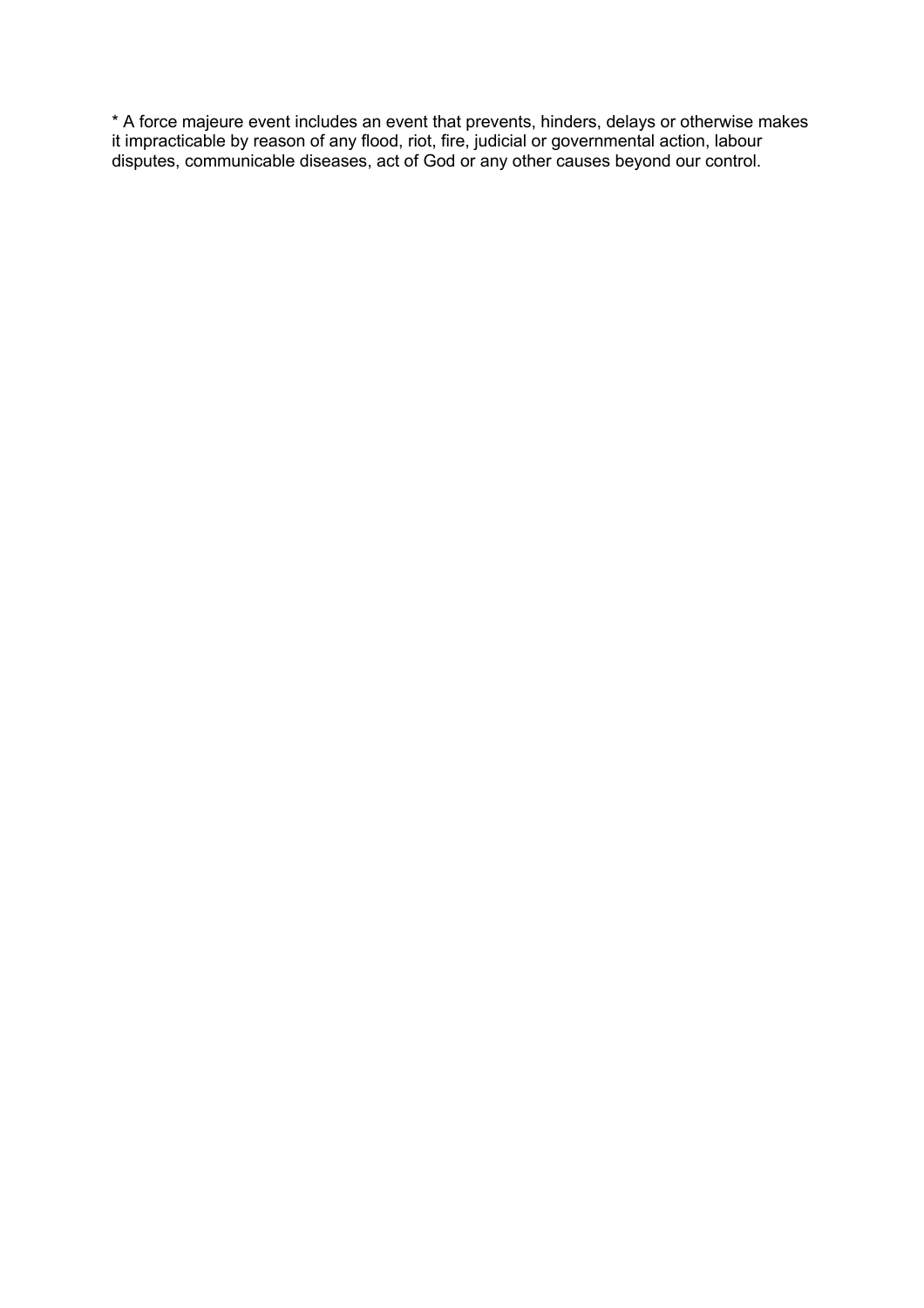* A force majeure event includes an event that prevents, hinders, delays or otherwise makes it impracticable by reason of any flood, riot, fire, judicial or governmental action, labour disputes, communicable diseases, act of God or any other causes beyond our control.